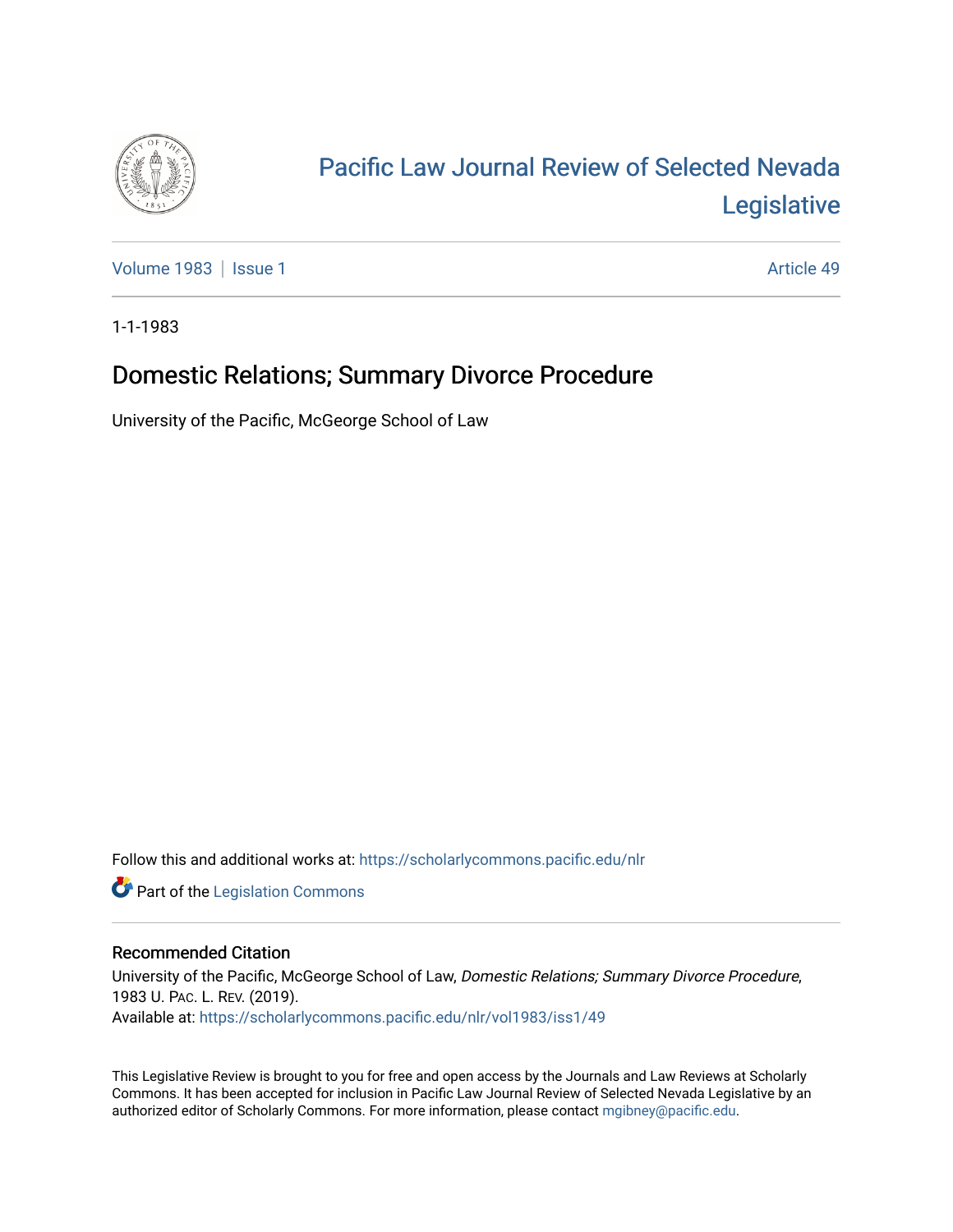# Pacific Law Journal Review of Selected Nevada Legislative

Volume 1983 | Issue 1

Article 49

1-1-1983

## Domestic Relations; Summary Divorce Procedure

University of the Pacific, McGeorge School of Law

Follow this and additional works at: https://scholarlycommons.pacific.edu/nlr

Part of the Legislation Commons

### Recommended Citation

University of the Pacific, McGeorge School of Law, *Domestic Relations; Summary Divorce Procedure*, 1983 U. Pac. L. Rev. (2019).
Available at: https://scholarlycommons.pacific.edu/nlr/vol1983/iss1/49

This Legislative Review is brought to you for free and open access by the Journals and Law Reviews at Scholarly Commons. It has been accepted for inclusion in Pacific Law Journal Review of Selected Nevada Legislative by an authorized editor of Scholarly Commons. For more information, please contact mgibney@pacific.edu.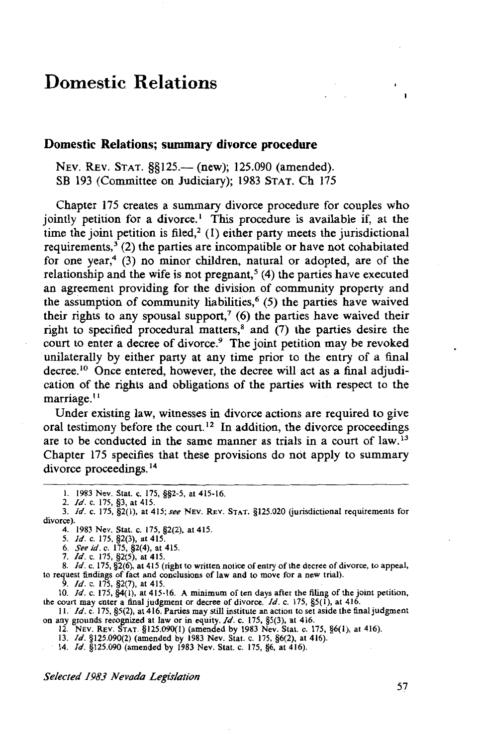# Domestic Relations

## Domestic Relations; summary divorce procedure

NEV. REV. STAT. §§125.— (new); 125.090 (amended).
SB 193 (Committee on Judiciary); 1983 STAT. Ch 175

Chapter 175 creates a summary divorce procedure for couples who jointly petition for a divorce.[1] This procedure is available if, at the time the joint petition is filed,[2] (1) either party meets the jurisdictional requirements,[3] (2) the parties are incompatible or have not cohabitated for one year,[4] (3) no minor children, natural or adopted, are of the relationship and the wife is not pregnant,[5] (4) the parties have executed an agreement providing for the division of community property and the assumption of community liabilities,[6] (5) the parties have waived their rights to any spousal support,[7] (6) the parties have waived their right to specified procedural matters,[8] and (7) the parties desire the court to enter a decree of divorce.[9] The joint petition may be revoked unilaterally by either party at any time prior to the entry of a final decree.[10] Once entered, however, the decree will act as a final adjudication of the rights and obligations of the parties with respect to the marriage.[11]

Under existing law, witnesses in divorce actions are required to give oral testimony before the court.[12] In addition, the divorce proceedings are to be conducted in the same manner as trials in a court of law.[13] Chapter 175 specifies that these provisions do not apply to summary divorce proceedings.[14]

---

1. 1983 Nev. Stat. c. 175, §§2-5, at 415-16.
2. *Id.* c. 175, §3, at 415.
3. *Id.* c. 175, §2(1), at 415; *see* NEV. REV. STAT. §125.020 (jurisdictional requirements for divorce).
4. 1983 Nev. Stat. c. 175, §2(2), at 415.
5. *Id.* c. 175, §2(3), at 415.
6. *See id.* c. 175, §2(4), at 415.
7. *Id.* c. 175, §2(5), at 415.
8. *Id.* c. 175, §2(6), at 415 (right to written notice of entry of the decree of divorce, to appeal, to request findings of fact and conclusions of law and to move for a new trial).
9. *Id.* c. 175, §2(7), at 415.
10. *Id.* c. 175, §4(1), at 415-16. A minimum of ten days after the filing of the joint petition, the court may enter a final judgment or decree of divorce. *Id.* c. 175, §5(1), at 416.
11. *Id.* c. 175, §5(2), at 416. Parties may still institute an action to set aside the final judgment on any grounds recognized at law or in equity. *Id.* c. 175, §5(3), at 416.
12. NEV. REV. STAT. §125.090(1) (amended by 1983 Nev. Stat. c. 175, §6(1), at 416).
13. *Id.* §125.090(2) (amended by 1983 Nev. Stat. c. 175, §6(2), at 416).
14. *Id.* §125.090 (amended by 1983 Nev. Stat. c. 175, §6, at 416).